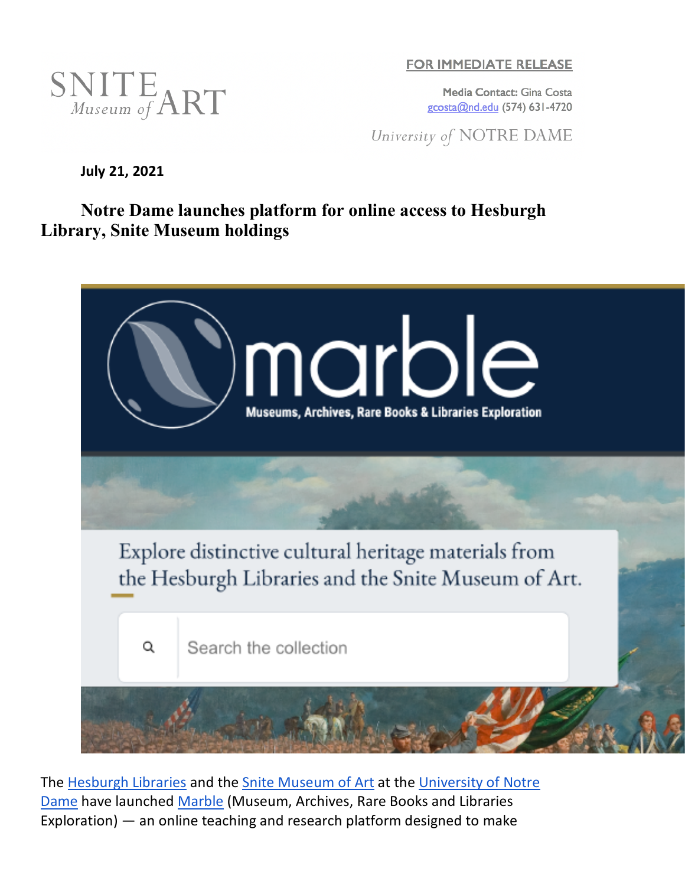SNITE *Museum of* ART

FOR IMMEDIATE RELEASE

Media Contact: Gina Costa
gcosta@nd.edu (574) 631-4720

*University of* NOTRE DAME

**July 21, 2021**

# Notre Dame launches platform for online access to Hesburgh Library, Snite Museum holdings

The Hesburgh Libraries and the Snite Museum of Art at the University of Notre Dame have launched Marble (Museum, Archives, Rare Books and Libraries Exploration) — an online teaching and research platform designed to make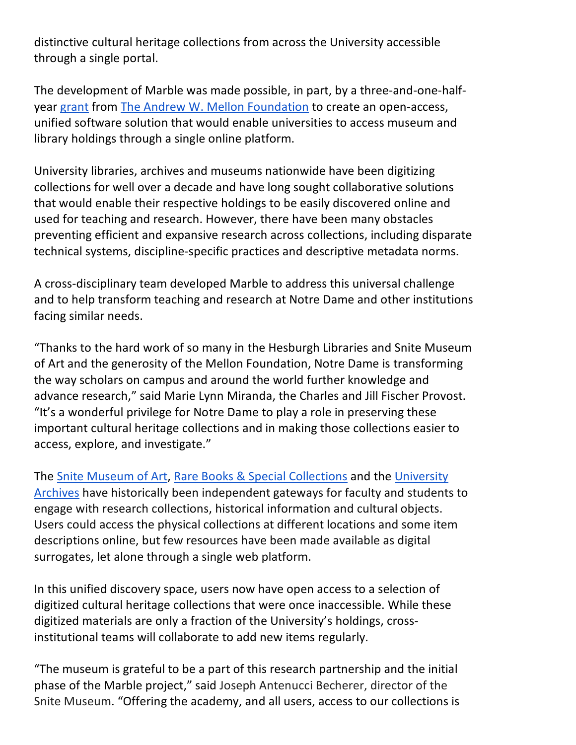distinctive cultural heritage collections from across the University accessible through a single portal.

The development of Marble was made possible, in part, by a three-and-one-half-year grant from The Andrew W. Mellon Foundation to create an open-access, unified software solution that would enable universities to access museum and library holdings through a single online platform.

University libraries, archives and museums nationwide have been digitizing collections for well over a decade and have long sought collaborative solutions that would enable their respective holdings to be easily discovered online and used for teaching and research. However, there have been many obstacles preventing efficient and expansive research across collections, including disparate technical systems, discipline-specific practices and descriptive metadata norms.

A cross-disciplinary team developed Marble to address this universal challenge and to help transform teaching and research at Notre Dame and other institutions facing similar needs.

"Thanks to the hard work of so many in the Hesburgh Libraries and Snite Museum of Art and the generosity of the Mellon Foundation, Notre Dame is transforming the way scholars on campus and around the world further knowledge and advance research," said Marie Lynn Miranda, the Charles and Jill Fischer Provost. "It's a wonderful privilege for Notre Dame to play a role in preserving these important cultural heritage collections and in making those collections easier to access, explore, and investigate."

The Snite Museum of Art, Rare Books & Special Collections and the University Archives have historically been independent gateways for faculty and students to engage with research collections, historical information and cultural objects. Users could access the physical collections at different locations and some item descriptions online, but few resources have been made available as digital surrogates, let alone through a single web platform.

In this unified discovery space, users now have open access to a selection of digitized cultural heritage collections that were once inaccessible. While these digitized materials are only a fraction of the University's holdings, cross-institutional teams will collaborate to add new items regularly.

"The museum is grateful to be a part of this research partnership and the initial phase of the Marble project," said Joseph Antenucci Becherer, director of the Snite Museum. "Offering the academy, and all users, access to our collections is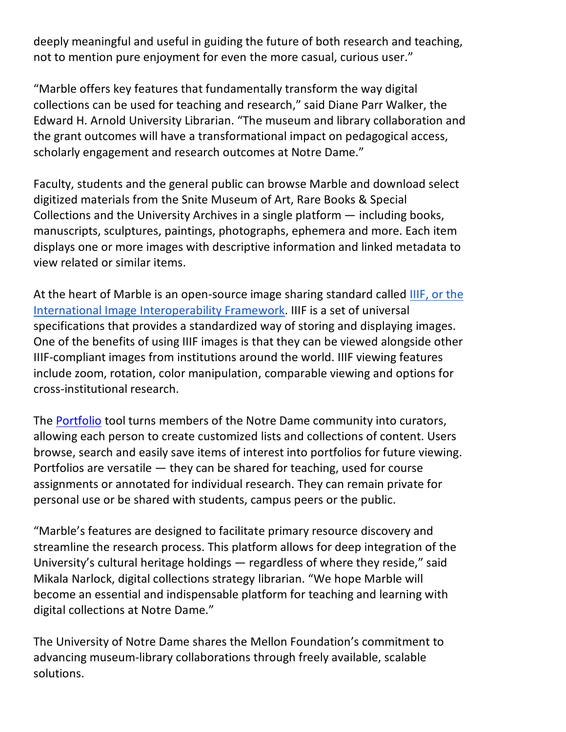deeply meaningful and useful in guiding the future of both research and teaching, not to mention pure enjoyment for even the more casual, curious user."

"Marble offers key features that fundamentally transform the way digital collections can be used for teaching and research," said Diane Parr Walker, the Edward H. Arnold University Librarian. "The museum and library collaboration and the grant outcomes will have a transformational impact on pedagogical access, scholarly engagement and research outcomes at Notre Dame."

Faculty, students and the general public can browse Marble and download select digitized materials from the Snite Museum of Art, Rare Books & Special Collections and the University Archives in a single platform — including books, manuscripts, sculptures, paintings, photographs, ephemera and more. Each item displays one or more images with descriptive information and linked metadata to view related or similar items.

At the heart of Marble is an open-source image sharing standard called IIIF, or the International Image Interoperability Framework. IIIF is a set of universal specifications that provides a standardized way of storing and displaying images. One of the benefits of using IIIF images is that they can be viewed alongside other IIIF-compliant images from institutions around the world. IIIF viewing features include zoom, rotation, color manipulation, comparable viewing and options for cross-institutional research.

The Portfolio tool turns members of the Notre Dame community into curators, allowing each person to create customized lists and collections of content. Users browse, search and easily save items of interest into portfolios for future viewing. Portfolios are versatile — they can be shared for teaching, used for course assignments or annotated for individual research. They can remain private for personal use or be shared with students, campus peers or the public.

"Marble's features are designed to facilitate primary resource discovery and streamline the research process. This platform allows for deep integration of the University's cultural heritage holdings — regardless of where they reside," said Mikala Narlock, digital collections strategy librarian. "We hope Marble will become an essential and indispensable platform for teaching and learning with digital collections at Notre Dame."

The University of Notre Dame shares the Mellon Foundation's commitment to advancing museum-library collaborations through freely available, scalable solutions.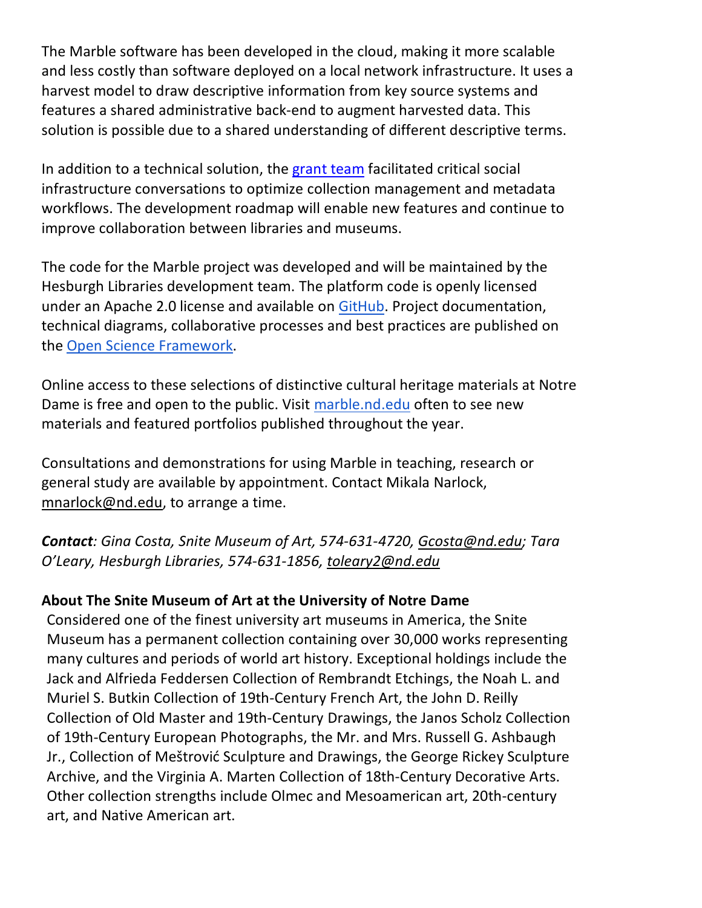The Marble software has been developed in the cloud, making it more scalable and less costly than software deployed on a local network infrastructure. It uses a harvest model to draw descriptive information from key source systems and features a shared administrative back-end to augment harvested data. This solution is possible due to a shared understanding of different descriptive terms.

In addition to a technical solution, the [grant team](#) facilitated critical social infrastructure conversations to optimize collection management and metadata workflows. The development roadmap will enable new features and continue to improve collaboration between libraries and museums.

The code for the Marble project was developed and will be maintained by the Hesburgh Libraries development team. The platform code is openly licensed under an Apache 2.0 license and available on [GitHub](#). Project documentation, technical diagrams, collaborative processes and best practices are published on the [Open Science Framework](#).

Online access to these selections of distinctive cultural heritage materials at Notre Dame is free and open to the public. Visit [marble.nd.edu](#) often to see new materials and featured portfolios published throughout the year.

Consultations and demonstrations for using Marble in teaching, research or general study are available by appointment. Contact Mikala Narlock, mnarlock@nd.edu, to arrange a time.

***Contact**: Gina Costa, Snite Museum of Art, 574-631-4720, Gcosta@nd.edu; Tara O'Leary, Hesburgh Libraries, 574-631-1856, toleary2@nd.edu*

**About The Snite Museum of Art at the University of Notre Dame**

Considered one of the finest university art museums in America, the Snite Museum has a permanent collection containing over 30,000 works representing many cultures and periods of world art history. Exceptional holdings include the Jack and Alfrieda Feddersen Collection of Rembrandt Etchings, the Noah L. and Muriel S. Butkin Collection of 19th-Century French Art, the John D. Reilly Collection of Old Master and 19th-Century Drawings, the Janos Scholz Collection of 19th-Century European Photographs, the Mr. and Mrs. Russell G. Ashbaugh Jr., Collection of Meštrović Sculpture and Drawings, the George Rickey Sculpture Archive, and the Virginia A. Marten Collection of 18th-Century Decorative Arts. Other collection strengths include Olmec and Mesoamerican art, 20th-century art, and Native American art.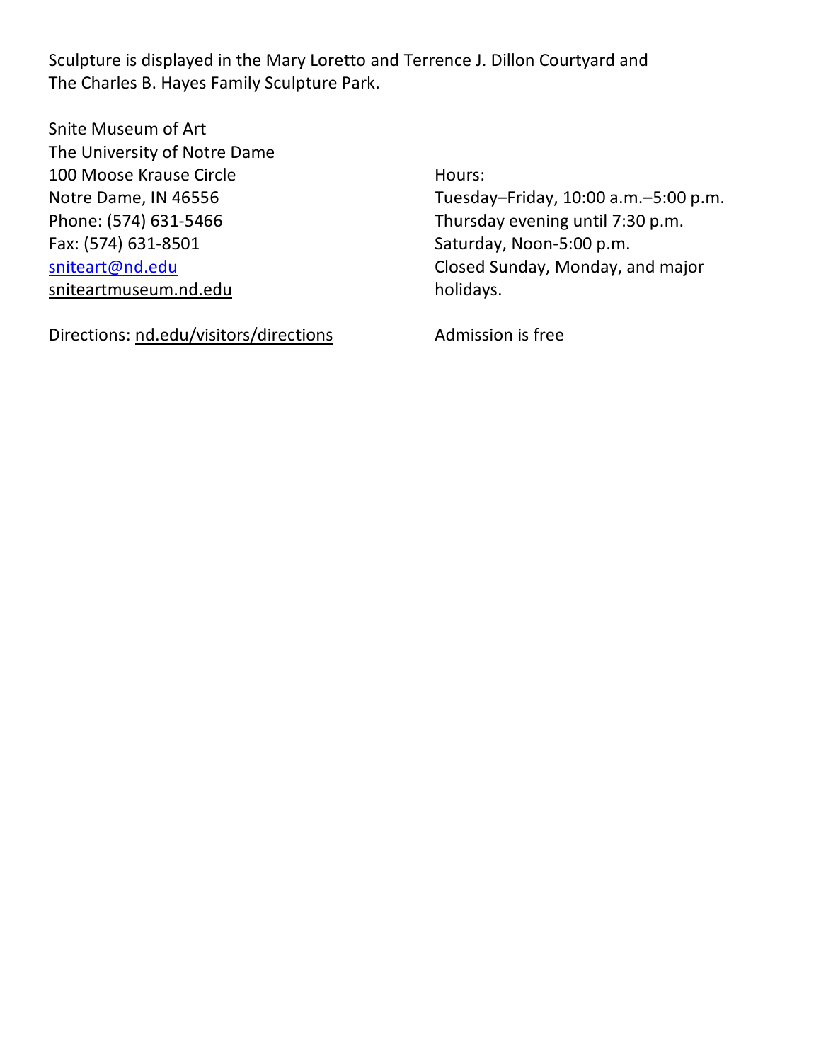Sculpture is displayed in the Mary Loretto and Terrence J. Dillon Courtyard and The Charles B. Hayes Family Sculpture Park.

Snite Museum of Art
The University of Notre Dame
100 Moose Krause Circle
Notre Dame, IN 46556
Phone: (574) 631-5466
Fax: (574) 631-8501
sniteart@nd.edu
sniteartmuseum.nd.edu

Directions: nd.edu/visitors/directions

Hours:
Tuesday–Friday, 10:00 a.m.–5:00 p.m.
Thursday evening until 7:30 p.m.
Saturday, Noon-5:00 p.m.
Closed Sunday, Monday, and major holidays.

Admission is free